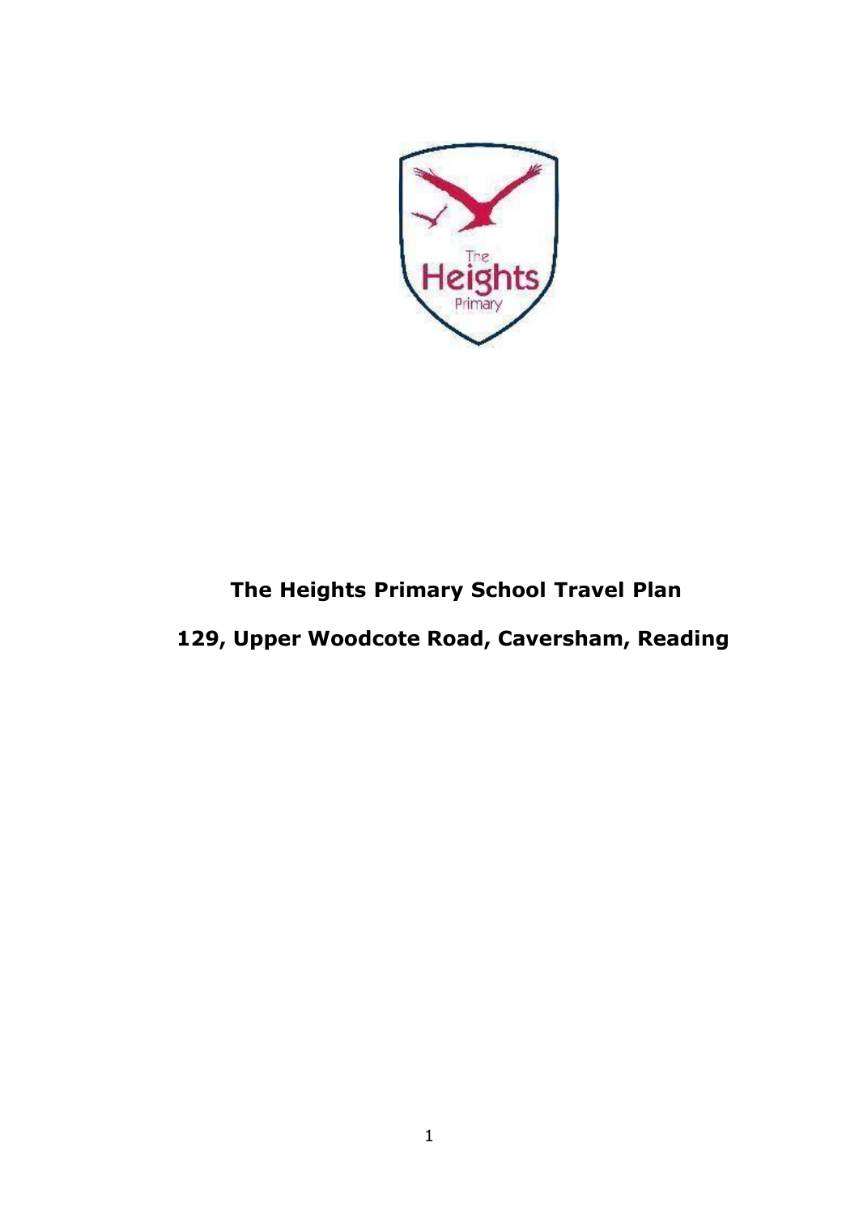# The Heights Primary School Travel Plan

## 129, Upper Woodcote Road, Caversham, Reading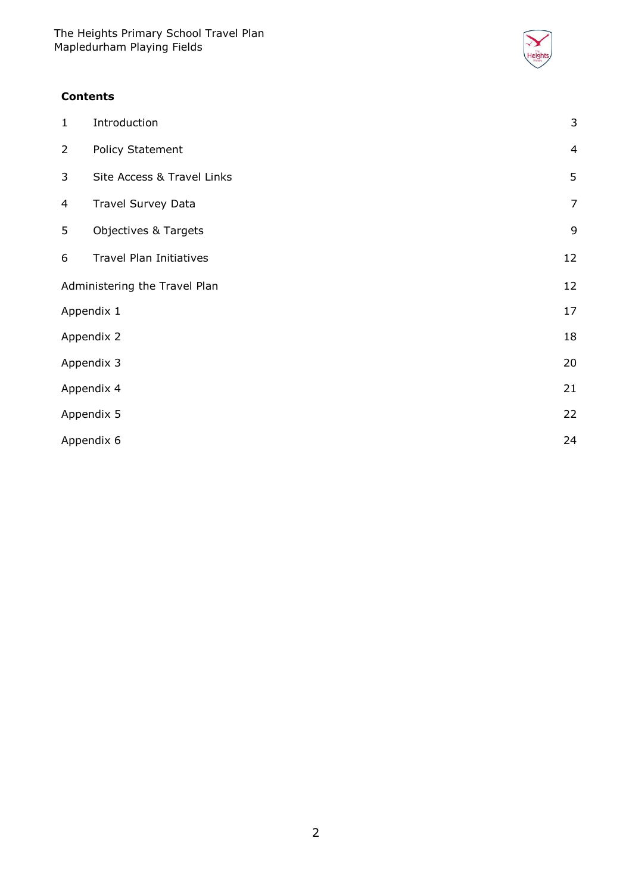**Contents**

| | | |
|---|---|---|
| 1 | Introduction | 3 |
| 2 | Policy Statement | 4 |
| 3 | Site Access & Travel Links | 5 |
| 4 | Travel Survey Data | 7 |
| 5 | Objectives & Targets | 9 |
| 6 | Travel Plan Initiatives | 12 |
| Administering the Travel Plan | | 12 |
| Appendix 1 | | 17 |
| Appendix 2 | | 18 |
| Appendix 3 | | 20 |
| Appendix 4 | | 21 |
| Appendix 5 | | 22 |
| Appendix 6 | | 24 |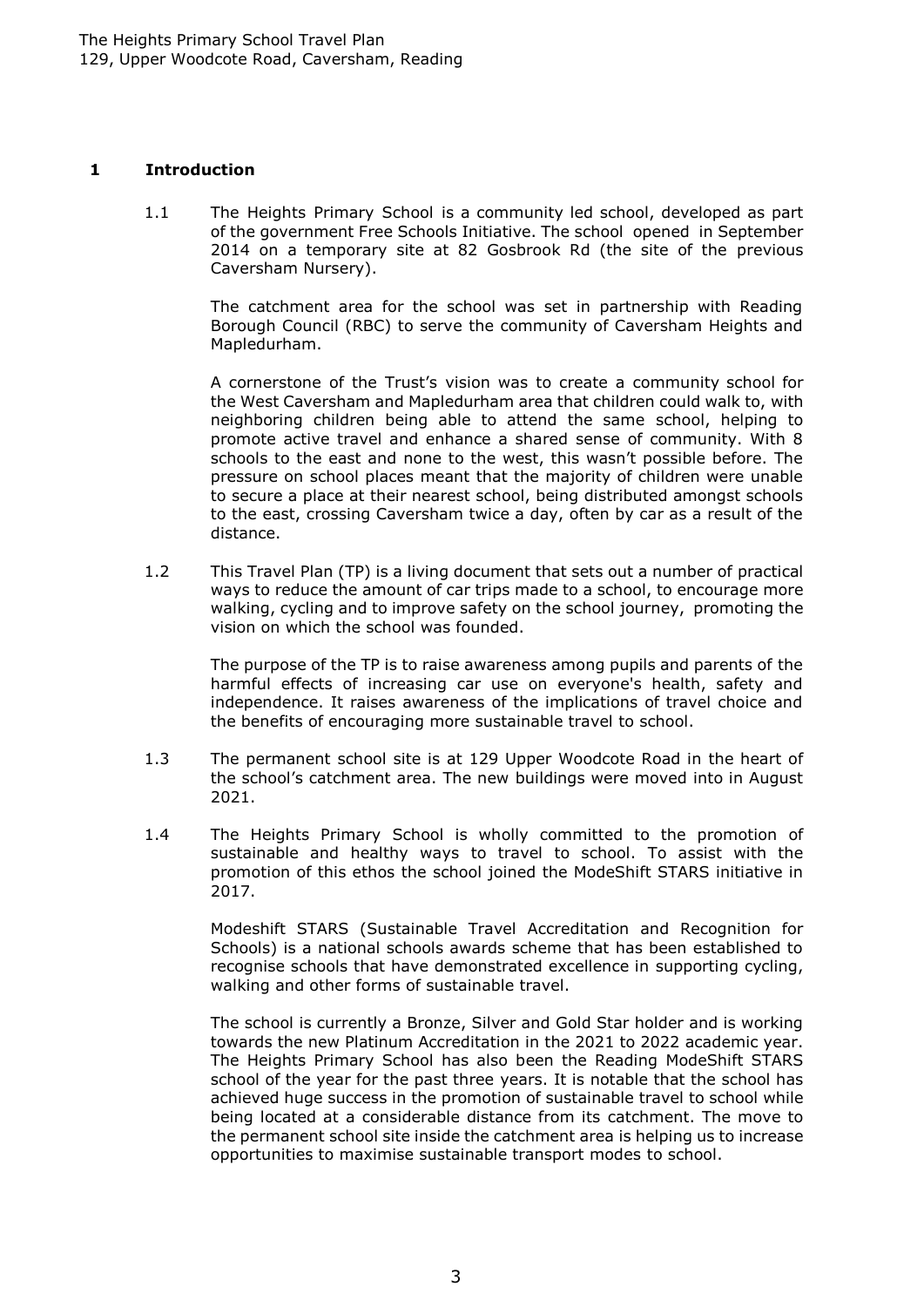## 1 Introduction

1.1 The Heights Primary School is a community led school, developed as part of the government Free Schools Initiative. The school opened in September 2014 on a temporary site at 82 Gosbrook Rd (the site of the previous Caversham Nursery).

The catchment area for the school was set in partnership with Reading Borough Council (RBC) to serve the community of Caversham Heights and Mapledurham.

A cornerstone of the Trust's vision was to create a community school for the West Caversham and Mapledurham area that children could walk to, with neighboring children being able to attend the same school, helping to promote active travel and enhance a shared sense of community. With 8 schools to the east and none to the west, this wasn't possible before. The pressure on school places meant that the majority of children were unable to secure a place at their nearest school, being distributed amongst schools to the east, crossing Caversham twice a day, often by car as a result of the distance.

1.2 This Travel Plan (TP) is a living document that sets out a number of practical ways to reduce the amount of car trips made to a school, to encourage more walking, cycling and to improve safety on the school journey, promoting the vision on which the school was founded.

The purpose of the TP is to raise awareness among pupils and parents of the harmful effects of increasing car use on everyone's health, safety and independence. It raises awareness of the implications of travel choice and the benefits of encouraging more sustainable travel to school.

1.3 The permanent school site is at 129 Upper Woodcote Road in the heart of the school's catchment area. The new buildings were moved into in August 2021.

1.4 The Heights Primary School is wholly committed to the promotion of sustainable and healthy ways to travel to school. To assist with the promotion of this ethos the school joined the ModeShift STARS initiative in 2017.

Modeshift STARS (Sustainable Travel Accreditation and Recognition for Schools) is a national schools awards scheme that has been established to recognise schools that have demonstrated excellence in supporting cycling, walking and other forms of sustainable travel.

The school is currently a Bronze, Silver and Gold Star holder and is working towards the new Platinum Accreditation in the 2021 to 2022 academic year. The Heights Primary School has also been the Reading ModeShift STARS school of the year for the past three years. It is notable that the school has achieved huge success in the promotion of sustainable travel to school while being located at a considerable distance from its catchment. The move to the permanent school site inside the catchment area is helping us to increase opportunities to maximise sustainable transport modes to school.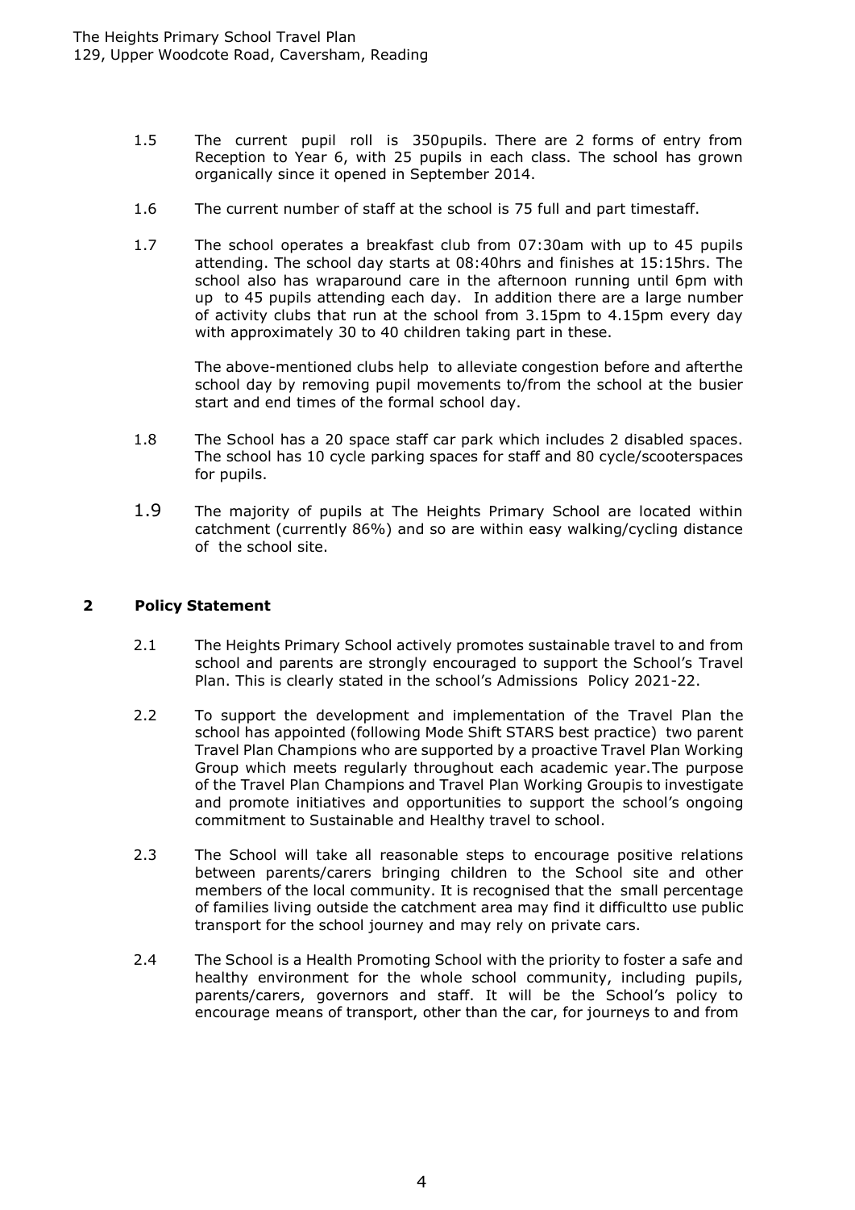1.5 The current pupil roll is 350pupils. There are 2 forms of entry from Reception to Year 6, with 25 pupils in each class. The school has grown organically since it opened in September 2014.

1.6 The current number of staff at the school is 75 full and part timestaff.

1.7 The school operates a breakfast club from 07:30am with up to 45 pupils attending. The school day starts at 08:40hrs and finishes at 15:15hrs. The school also has wraparound care in the afternoon running until 6pm with up to 45 pupils attending each day. In addition there are a large number of activity clubs that run at the school from 3.15pm to 4.15pm every day with approximately 30 to 40 children taking part in these.

The above-mentioned clubs help to alleviate congestion before and afterthe school day by removing pupil movements to/from the school at the busier start and end times of the formal school day.

1.8 The School has a 20 space staff car park which includes 2 disabled spaces. The school has 10 cycle parking spaces for staff and 80 cycle/scooterspaces for pupils.

1.9 The majority of pupils at The Heights Primary School are located within catchment (currently 86%) and so are within easy walking/cycling distance of the school site.

## 2 Policy Statement

2.1 The Heights Primary School actively promotes sustainable travel to and from school and parents are strongly encouraged to support the School's Travel Plan. This is clearly stated in the school's Admissions Policy 2021-22.

2.2 To support the development and implementation of the Travel Plan the school has appointed (following Mode Shift STARS best practice) two parent Travel Plan Champions who are supported by a proactive Travel Plan Working Group which meets regularly throughout each academic year.The purpose of the Travel Plan Champions and Travel Plan Working Groupis to investigate and promote initiatives and opportunities to support the school's ongoing commitment to Sustainable and Healthy travel to school.

2.3 The School will take all reasonable steps to encourage positive relations between parents/carers bringing children to the School site and other members of the local community. It is recognised that the small percentage of families living outside the catchment area may find it difficultto use public transport for the school journey and may rely on private cars.

2.4 The School is a Health Promoting School with the priority to foster a safe and healthy environment for the whole school community, including pupils, parents/carers, governors and staff. It will be the School's policy to encourage means of transport, other than the car, for journeys to and from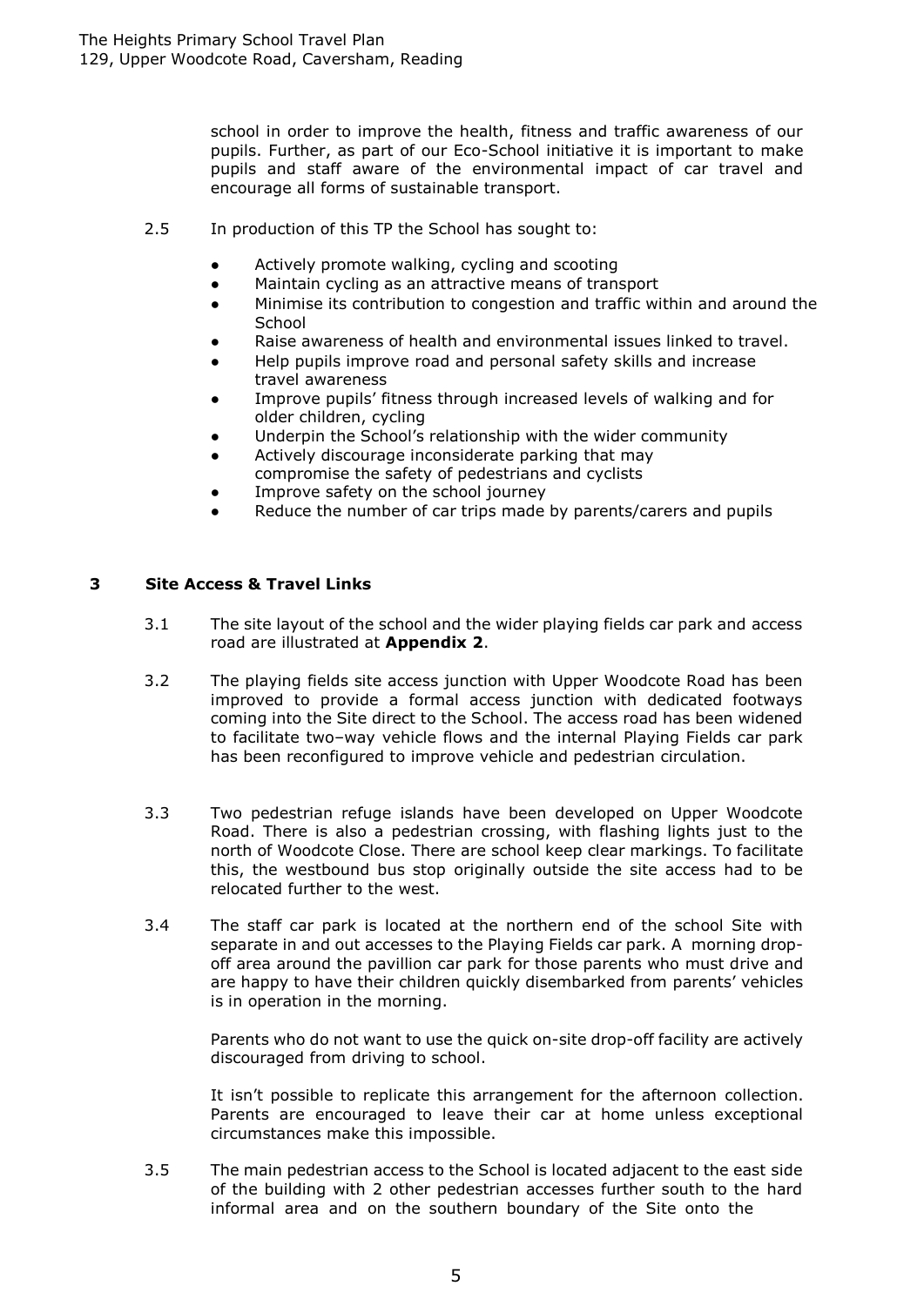school in order to improve the health, fitness and traffic awareness of our pupils. Further, as part of our Eco-School initiative it is important to make pupils and staff aware of the environmental impact of car travel and encourage all forms of sustainable transport.

2.5 In production of this TP the School has sought to:

- Actively promote walking, cycling and scooting
- Maintain cycling as an attractive means of transport
- Minimise its contribution to congestion and traffic within and around the School
- Raise awareness of health and environmental issues linked to travel.
- Help pupils improve road and personal safety skills and increase travel awareness
- Improve pupils' fitness through increased levels of walking and for older children, cycling
- Underpin the School's relationship with the wider community
- Actively discourage inconsiderate parking that may compromise the safety of pedestrians and cyclists
- Improve safety on the school journey
- Reduce the number of car trips made by parents/carers and pupils

## 3 Site Access & Travel Links

3.1 The site layout of the school and the wider playing fields car park and access road are illustrated at **Appendix 2**.

3.2 The playing fields site access junction with Upper Woodcote Road has been improved to provide a formal access junction with dedicated footways coming into the Site direct to the School. The access road has been widened to facilitate two–way vehicle flows and the internal Playing Fields car park has been reconfigured to improve vehicle and pedestrian circulation.

3.3 Two pedestrian refuge islands have been developed on Upper Woodcote Road. There is also a pedestrian crossing, with flashing lights just to the north of Woodcote Close. There are school keep clear markings. To facilitate this, the westbound bus stop originally outside the site access had to be relocated further to the west.

3.4 The staff car park is located at the northern end of the school Site with separate in and out accesses to the Playing Fields car park. A morning drop-off area around the pavillion car park for those parents who must drive and are happy to have their children quickly disembarked from parents' vehicles is in operation in the morning.

Parents who do not want to use the quick on-site drop-off facility are actively discouraged from driving to school.

It isn't possible to replicate this arrangement for the afternoon collection. Parents are encouraged to leave their car at home unless exceptional circumstances make this impossible.

3.5 The main pedestrian access to the School is located adjacent to the east side of the building with 2 other pedestrian accesses further south to the hard informal area and on the southern boundary of the Site onto the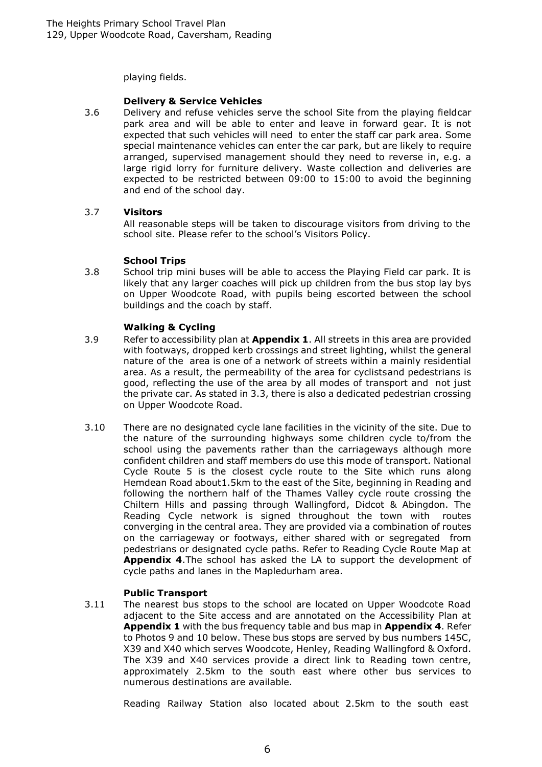playing fields.

**Delivery & Service Vehicles**

3.6 Delivery and refuse vehicles serve the school Site from the playing fieldcar park area and will be able to enter and leave in forward gear. It is not expected that such vehicles will need to enter the staff car park area. Some special maintenance vehicles can enter the car park, but are likely to require arranged, supervised management should they need to reverse in, e.g. a large rigid lorry for furniture delivery. Waste collection and deliveries are expected to be restricted between 09:00 to 15:00 to avoid the beginning and end of the school day.

3.7 **Visitors**

All reasonable steps will be taken to discourage visitors from driving to the school site. Please refer to the school's Visitors Policy.

**School Trips**

3.8 School trip mini buses will be able to access the Playing Field car park. It is likely that any larger coaches will pick up children from the bus stop lay bys on Upper Woodcote Road, with pupils being escorted between the school buildings and the coach by staff.

**Walking & Cycling**

3.9 Refer to accessibility plan at **Appendix 1**. All streets in this area are provided with footways, dropped kerb crossings and street lighting, whilst the general nature of the area is one of a network of streets within a mainly residential area. As a result, the permeability of the area for cyclistsand pedestrians is good, reflecting the use of the area by all modes of transport and not just the private car. As stated in 3.3, there is also a dedicated pedestrian crossing on Upper Woodcote Road.

3.10 There are no designated cycle lane facilities in the vicinity of the site. Due to the nature of the surrounding highways some children cycle to/from the school using the pavements rather than the carriageways although more confident children and staff members do use this mode of transport. National Cycle Route 5 is the closest cycle route to the Site which runs along Hemdean Road about1.5km to the east of the Site, beginning in Reading and following the northern half of the Thames Valley cycle route crossing the Chiltern Hills and passing through Wallingford, Didcot & Abingdon. The Reading Cycle network is signed throughout the town with routes converging in the central area. They are provided via a combination of routes on the carriageway or footways, either shared with or segregated from pedestrians or designated cycle paths. Refer to Reading Cycle Route Map at **Appendix 4**.The school has asked the LA to support the development of cycle paths and lanes in the Mapledurham area.

**Public Transport**

3.11 The nearest bus stops to the school are located on Upper Woodcote Road adjacent to the Site access and are annotated on the Accessibility Plan at **Appendix 1** with the bus frequency table and bus map in **Appendix 4**. Refer to Photos 9 and 10 below. These bus stops are served by bus numbers 145C, X39 and X40 which serves Woodcote, Henley, Reading Wallingford & Oxford. The X39 and X40 services provide a direct link to Reading town centre, approximately 2.5km to the south east where other bus services to numerous destinations are available.

Reading Railway Station also located about 2.5km to the south east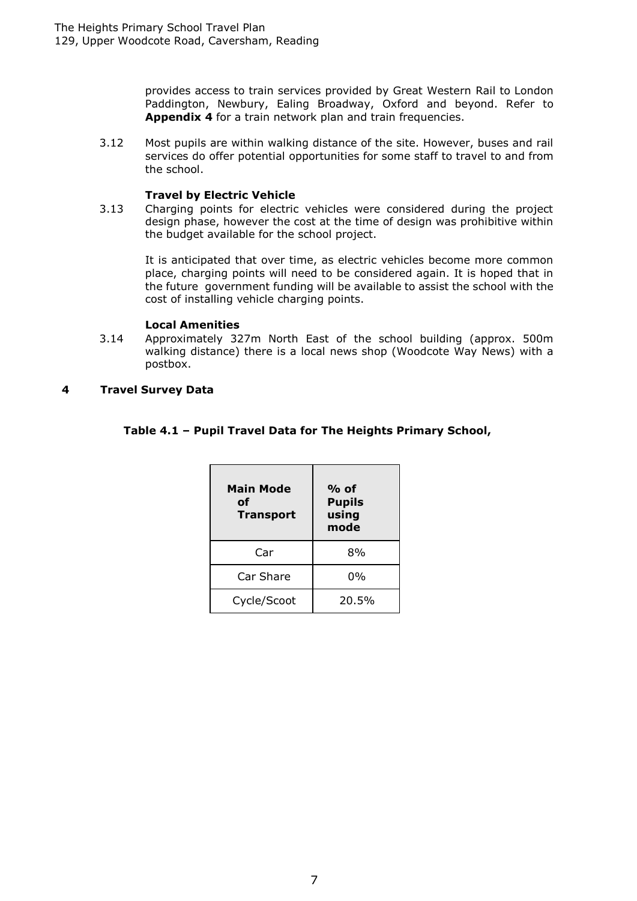provides access to train services provided by Great Western Rail to London Paddington, Newbury, Ealing Broadway, Oxford and beyond. Refer to **Appendix 4** for a train network plan and train frequencies.

3.12 Most pupils are within walking distance of the site. However, buses and rail services do offer potential opportunities for some staff to travel to and from the school.

**Travel by Electric Vehicle**

3.13 Charging points for electric vehicles were considered during the project design phase, however the cost at the time of design was prohibitive within the budget available for the school project.

It is anticipated that over time, as electric vehicles become more common place, charging points will need to be considered again. It is hoped that in the future government funding will be available to assist the school with the cost of installing vehicle charging points.

**Local Amenities**

3.14 Approximately 327m North East of the school building (approx. 500m walking distance) there is a local news shop (Woodcote Way News) with a postbox.

## 4 Travel Survey Data

**Table 4.1 – Pupil Travel Data for The Heights Primary School,**

| Main Mode of Transport | % of Pupils using mode |
|---|---|
| Car | 8% |
| Car Share | 0% |
| Cycle/Scoot | 20.5% |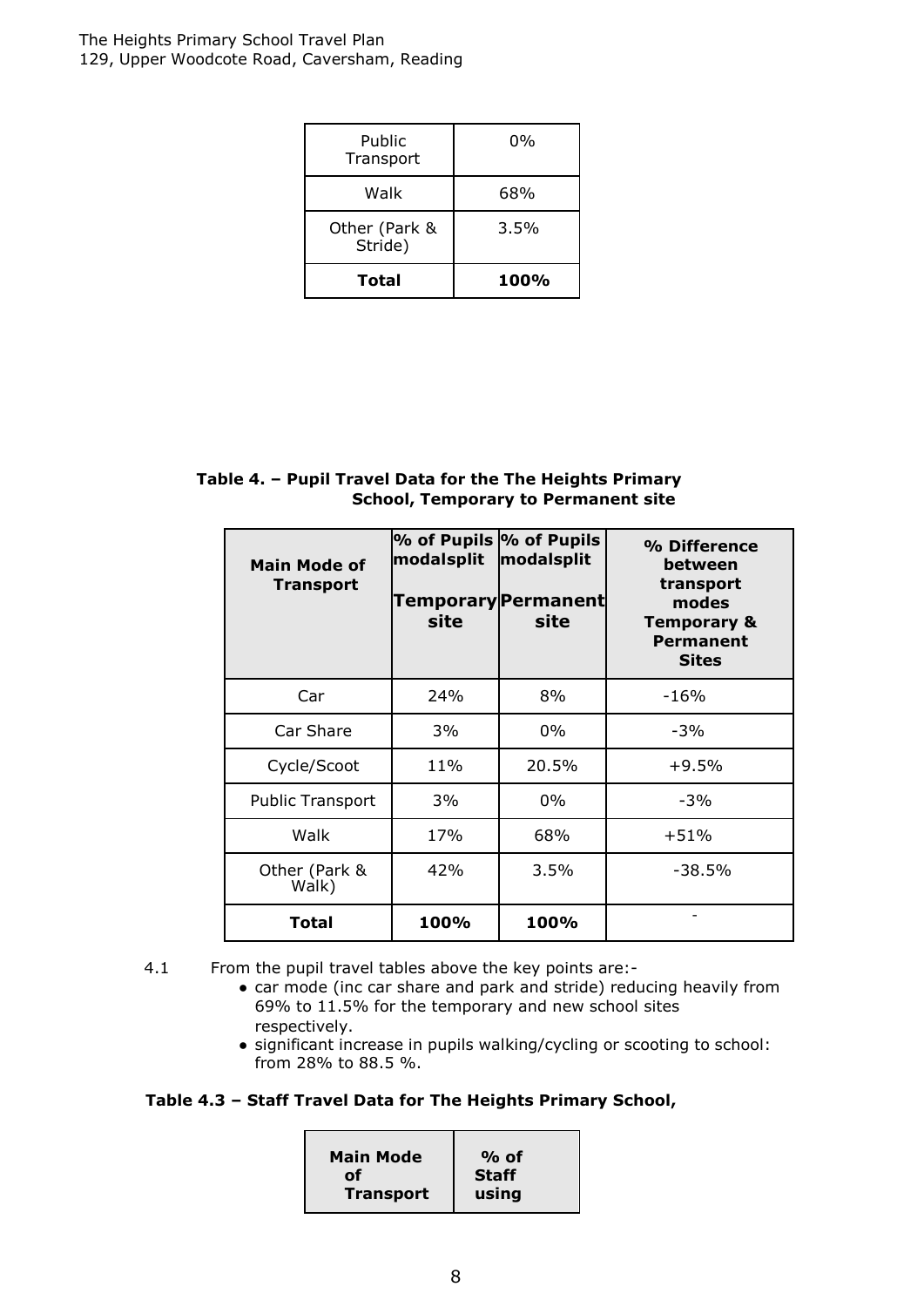| | |
|---|---|
| Public Transport | 0% |
| Walk | 68% |
| Other (Park & Stride) | 3.5% |
| **Total** | **100%** |

**Table 4. – Pupil Travel Data for the The Heights Primary School, Temporary to Permanent site**

| Main Mode of Transport | % of Pupils modalsplit Temporary site | % of Pupils modalsplit Permanent site | % Difference between transport modes Temporary & Permanent Sites |
|---|---|---|---|
| Car | 24% | 8% | -16% |
| Car Share | 3% | 0% | -3% |
| Cycle/Scoot | 11% | 20.5% | +9.5% |
| Public Transport | 3% | 0% | -3% |
| Walk | 17% | 68% | +51% |
| Other (Park & Walk) | 42% | 3.5% | -38.5% |
| **Total** | **100%** | **100%** | - |

4.1 From the pupil travel tables above the key points are:-

- car mode (inc car share and park and stride) reducing heavily from 69% to 11.5% for the temporary and new school sites respectively.
- significant increase in pupils walking/cycling or scooting to school: from 28% to 88.5 %.

**Table 4.3 – Staff Travel Data for The Heights Primary School,**

| Main Mode of Transport | % of Staff using |
|---|---|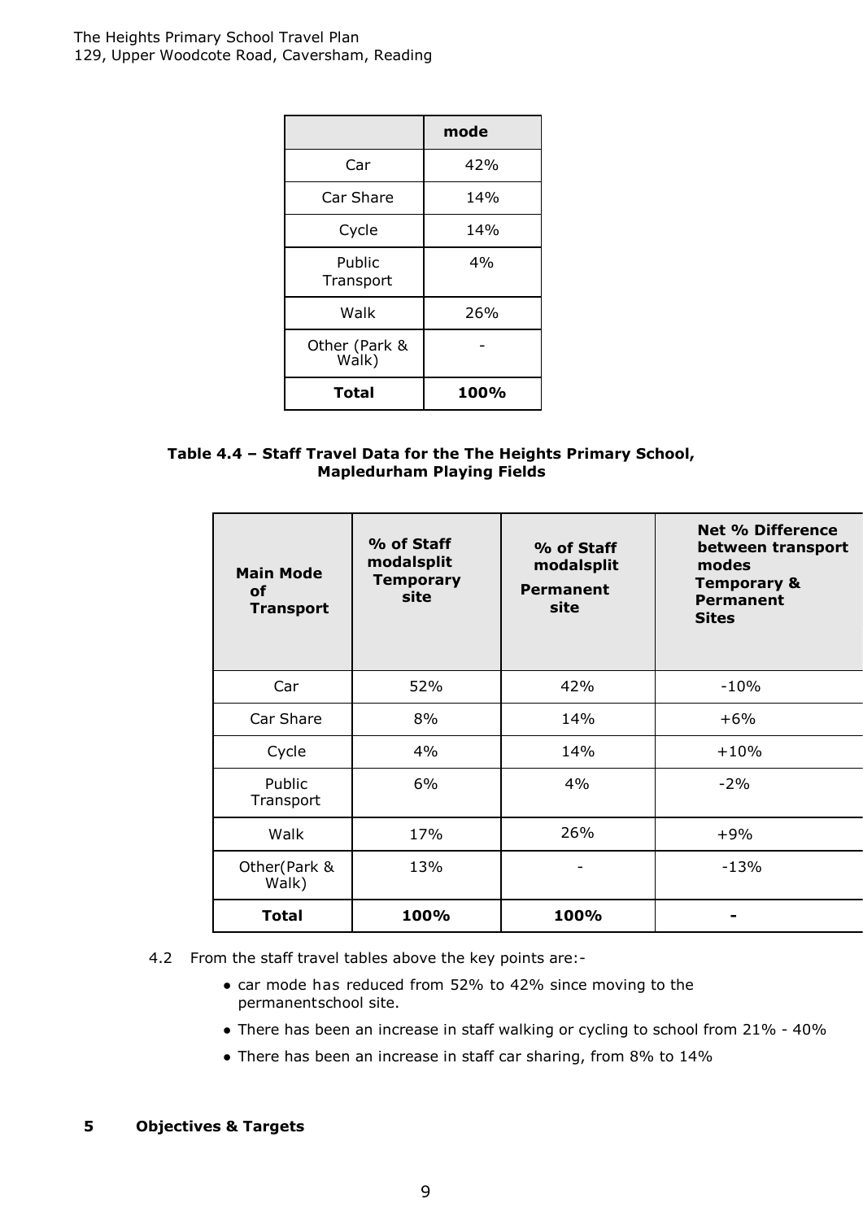| | mode |
|---|---|
| Car | 42% |
| Car Share | 14% |
| Cycle | 14% |
| Public Transport | 4% |
| Walk | 26% |
| Other (Park & Walk) | - |
| **Total** | **100%** |

**Table 4.4 – Staff Travel Data for the The Heights Primary School, Mapledurham Playing Fields**

| **Main Mode of Transport** | **% of Staff modalsplit Temporary site** | **% of Staff modalsplit Permanent site** | **Net % Difference between transport modes Temporary & Permanent Sites** |
|---|---|---|---|
| Car | 52% | 42% | -10% |
| Car Share | 8% | 14% | +6% |
| Cycle | 4% | 14% | +10% |
| Public Transport | 6% | 4% | -2% |
| Walk | 17% | 26% | +9% |
| Other(Park & Walk) | 13% | - | -13% |
| **Total** | **100%** | **100%** | **-** |

4.2 From the staff travel tables above the key points are:-

- car mode has reduced from 52% to 42% since moving to the permanentschool site.
- There has been an increase in staff walking or cycling to school from 21% - 40%
- There has been an increase in staff car sharing, from 8% to 14%

## 5 Objectives & Targets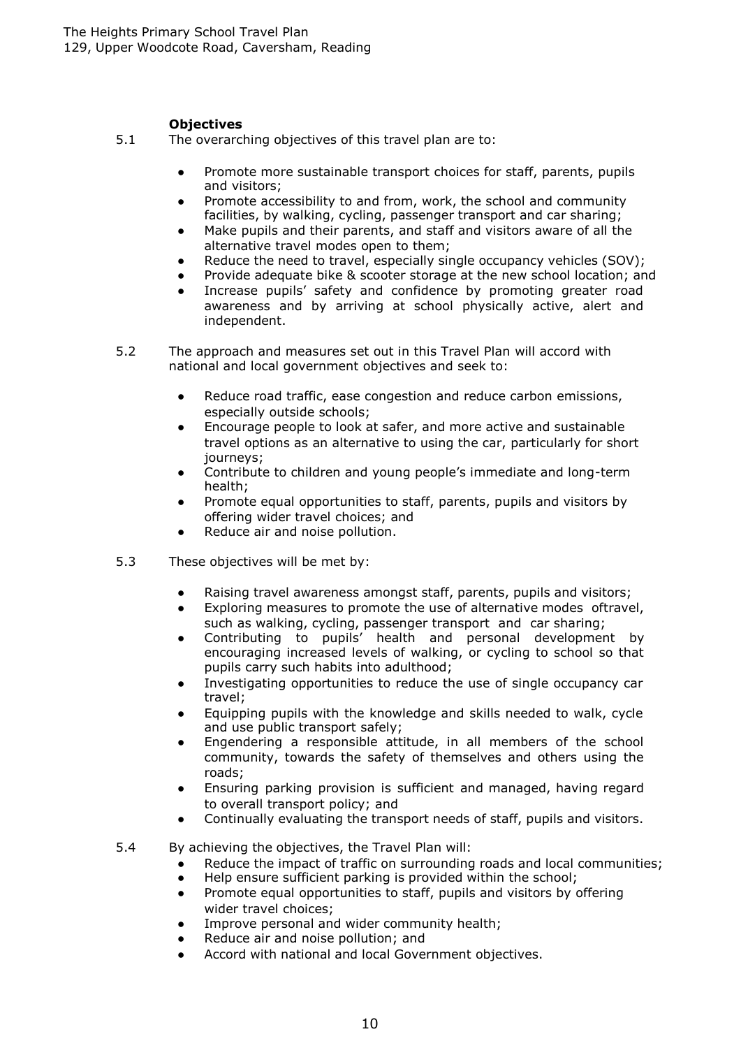**Objectives**

5.1 The overarching objectives of this travel plan are to:

- Promote more sustainable transport choices for staff, parents, pupils and visitors;
- Promote accessibility to and from, work, the school and community facilities, by walking, cycling, passenger transport and car sharing;
- Make pupils and their parents, and staff and visitors aware of all the alternative travel modes open to them;
- Reduce the need to travel, especially single occupancy vehicles (SOV);
- Provide adequate bike & scooter storage at the new school location; and
- Increase pupils' safety and confidence by promoting greater road awareness and by arriving at school physically active, alert and independent.

5.2 The approach and measures set out in this Travel Plan will accord with national and local government objectives and seek to:

- Reduce road traffic, ease congestion and reduce carbon emissions, especially outside schools;
- Encourage people to look at safer, and more active and sustainable travel options as an alternative to using the car, particularly for short journeys;
- Contribute to children and young people's immediate and long-term health;
- Promote equal opportunities to staff, parents, pupils and visitors by offering wider travel choices; and
- Reduce air and noise pollution.

5.3 These objectives will be met by:

- Raising travel awareness amongst staff, parents, pupils and visitors;
- Exploring measures to promote the use of alternative modes oftravel, such as walking, cycling, passenger transport and car sharing;
- Contributing to pupils' health and personal development by encouraging increased levels of walking, or cycling to school so that pupils carry such habits into adulthood;
- Investigating opportunities to reduce the use of single occupancy car travel;
- Equipping pupils with the knowledge and skills needed to walk, cycle and use public transport safely;
- Engendering a responsible attitude, in all members of the school community, towards the safety of themselves and others using the roads;
- Ensuring parking provision is sufficient and managed, having regard to overall transport policy; and
- Continually evaluating the transport needs of staff, pupils and visitors.

5.4 By achieving the objectives, the Travel Plan will:

- Reduce the impact of traffic on surrounding roads and local communities;
- Help ensure sufficient parking is provided within the school;
- Promote equal opportunities to staff, pupils and visitors by offering wider travel choices;
- Improve personal and wider community health;
- Reduce air and noise pollution; and
- Accord with national and local Government objectives.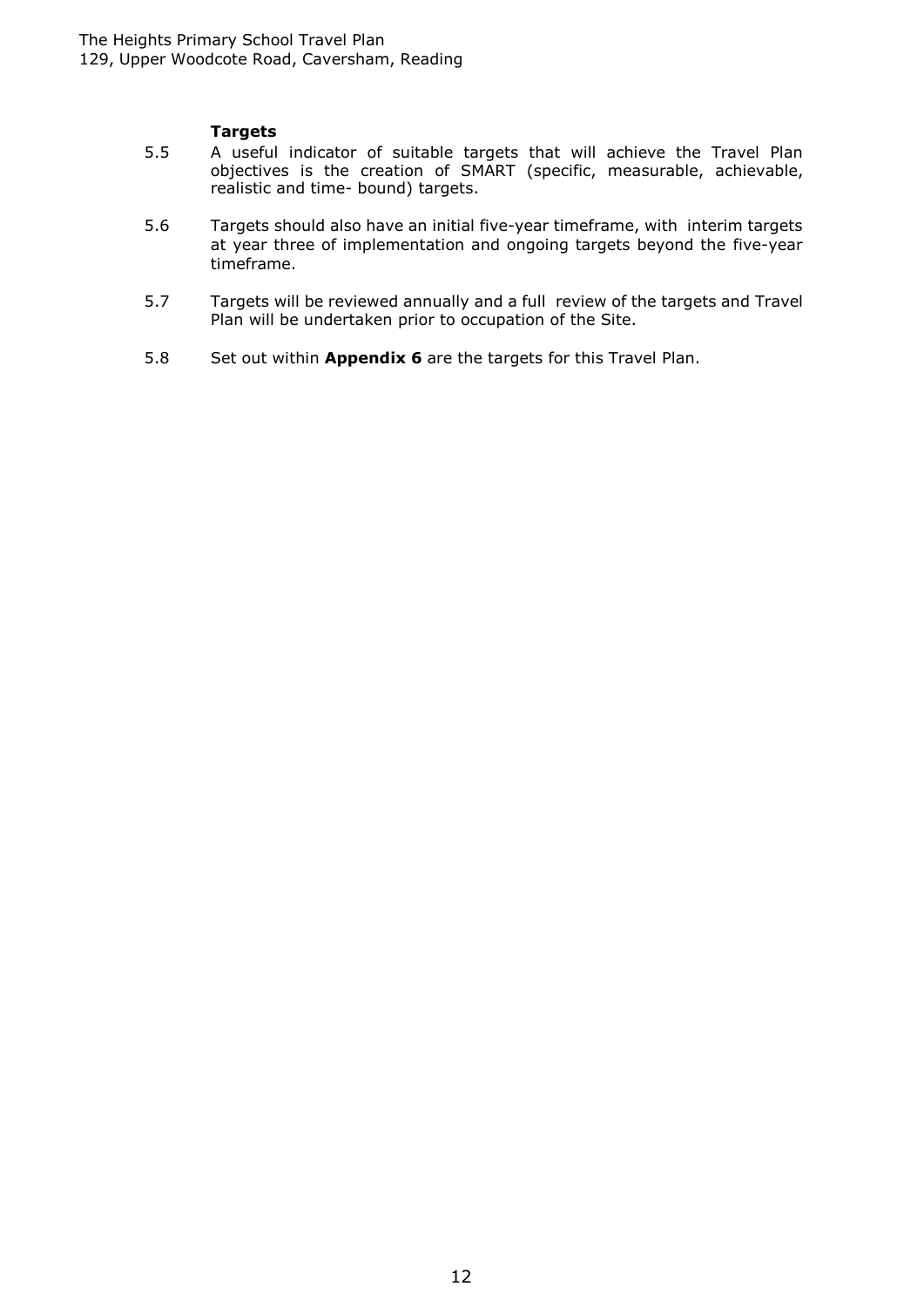**Targets**

5.5 A useful indicator of suitable targets that will achieve the Travel Plan objectives is the creation of SMART (specific, measurable, achievable, realistic and time- bound) targets.

5.6 Targets should also have an initial five-year timeframe, with interim targets at year three of implementation and ongoing targets beyond the five-year timeframe.

5.7 Targets will be reviewed annually and a full review of the targets and Travel Plan will be undertaken prior to occupation of the Site.

5.8 Set out within **Appendix 6** are the targets for this Travel Plan.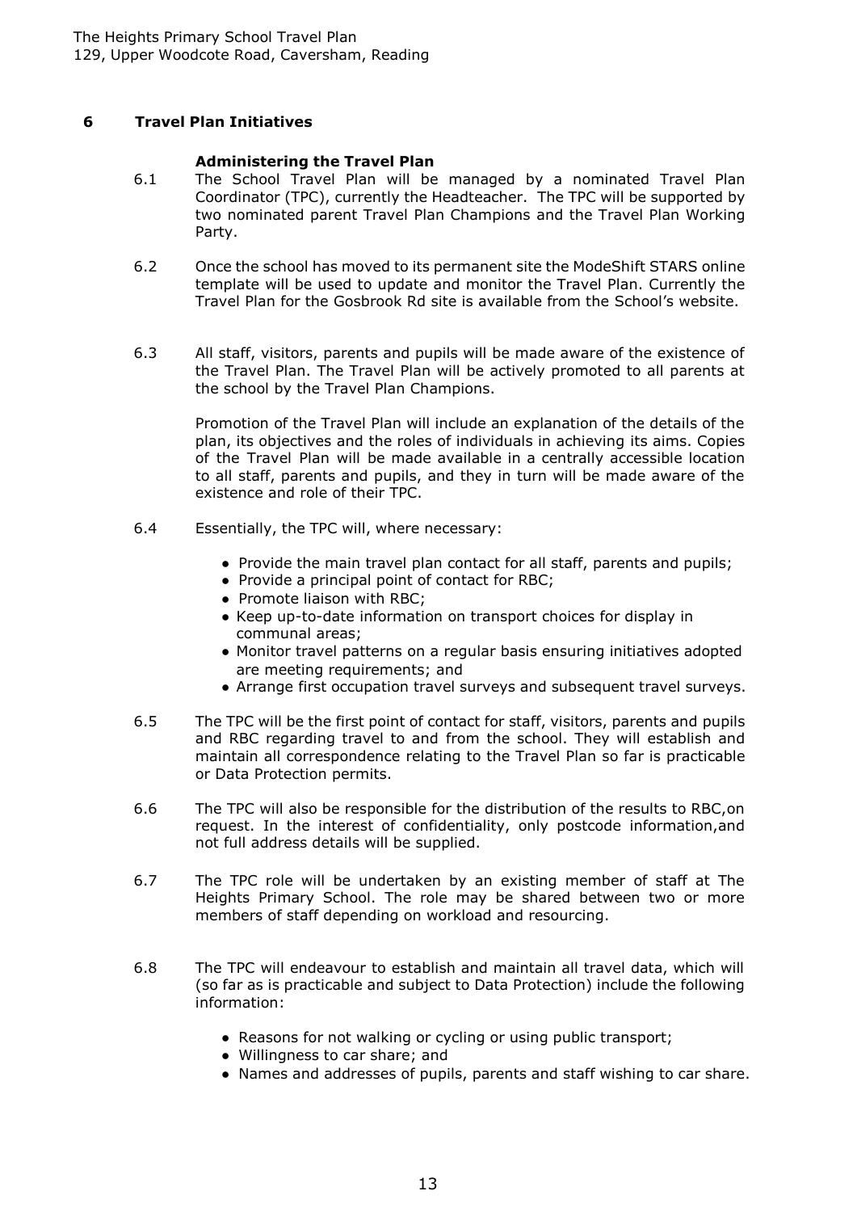## 6 Travel Plan Initiatives

### Administering the Travel Plan

6.1 The School Travel Plan will be managed by a nominated Travel Plan Coordinator (TPC), currently the Headteacher. The TPC will be supported by two nominated parent Travel Plan Champions and the Travel Plan Working Party.

6.2 Once the school has moved to its permanent site the ModeShift STARS online template will be used to update and monitor the Travel Plan. Currently the Travel Plan for the Gosbrook Rd site is available from the School's website.

6.3 All staff, visitors, parents and pupils will be made aware of the existence of the Travel Plan. The Travel Plan will be actively promoted to all parents at the school by the Travel Plan Champions.

Promotion of the Travel Plan will include an explanation of the details of the plan, its objectives and the roles of individuals in achieving its aims. Copies of the Travel Plan will be made available in a centrally accessible location to all staff, parents and pupils, and they in turn will be made aware of the existence and role of their TPC.

6.4 Essentially, the TPC will, where necessary:

- Provide the main travel plan contact for all staff, parents and pupils;
- Provide a principal point of contact for RBC;
- Promote liaison with RBC;
- Keep up-to-date information on transport choices for display in communal areas;
- Monitor travel patterns on a regular basis ensuring initiatives adopted are meeting requirements; and
- Arrange first occupation travel surveys and subsequent travel surveys.

6.5 The TPC will be the first point of contact for staff, visitors, parents and pupils and RBC regarding travel to and from the school. They will establish and maintain all correspondence relating to the Travel Plan so far is practicable or Data Protection permits.

6.6 The TPC will also be responsible for the distribution of the results to RBC,on request. In the interest of confidentiality, only postcode information,and not full address details will be supplied.

6.7 The TPC role will be undertaken by an existing member of staff at The Heights Primary School. The role may be shared between two or more members of staff depending on workload and resourcing.

6.8 The TPC will endeavour to establish and maintain all travel data, which will (so far as is practicable and subject to Data Protection) include the following information:

- Reasons for not walking or cycling or using public transport;
- Willingness to car share; and
- Names and addresses of pupils, parents and staff wishing to car share.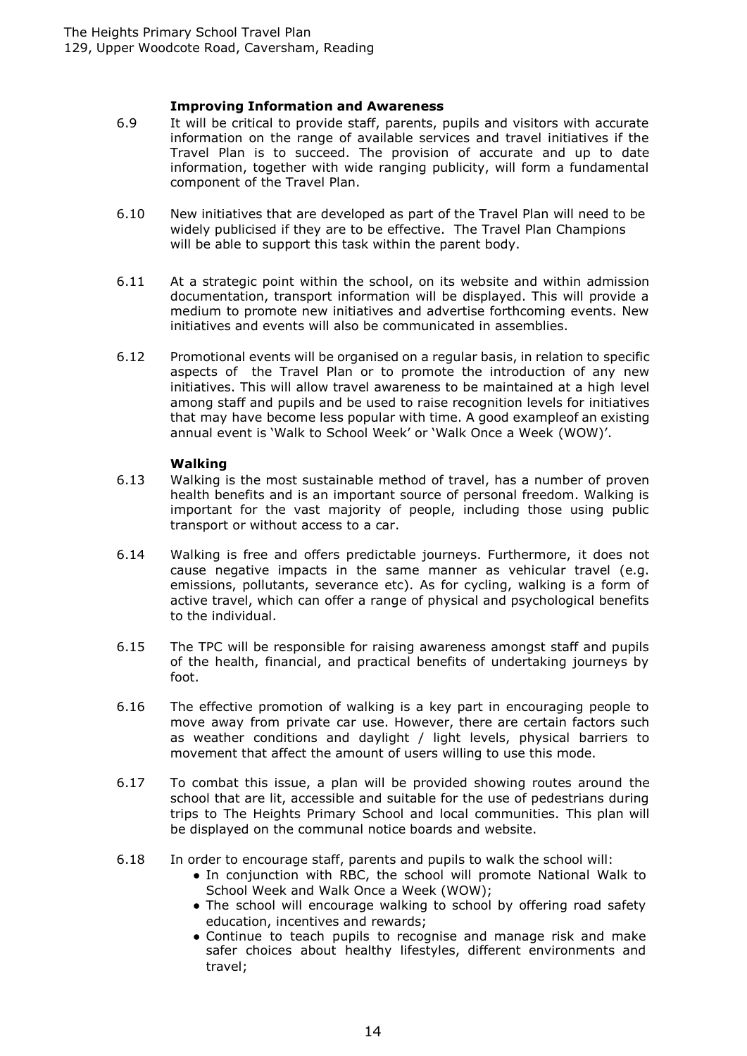**Improving Information and Awareness**

6.9 It will be critical to provide staff, parents, pupils and visitors with accurate information on the range of available services and travel initiatives if the Travel Plan is to succeed. The provision of accurate and up to date information, together with wide ranging publicity, will form a fundamental component of the Travel Plan.

6.10 New initiatives that are developed as part of the Travel Plan will need to be widely publicised if they are to be effective. The Travel Plan Champions will be able to support this task within the parent body.

6.11 At a strategic point within the school, on its website and within admission documentation, transport information will be displayed. This will provide a medium to promote new initiatives and advertise forthcoming events. New initiatives and events will also be communicated in assemblies.

6.12 Promotional events will be organised on a regular basis, in relation to specific aspects of the Travel Plan or to promote the introduction of any new initiatives. This will allow travel awareness to be maintained at a high level among staff and pupils and be used to raise recognition levels for initiatives that may have become less popular with time. A good exampleof an existing annual event is 'Walk to School Week' or 'Walk Once a Week (WOW)'.

**Walking**

6.13 Walking is the most sustainable method of travel, has a number of proven health benefits and is an important source of personal freedom. Walking is important for the vast majority of people, including those using public transport or without access to a car.

6.14 Walking is free and offers predictable journeys. Furthermore, it does not cause negative impacts in the same manner as vehicular travel (e.g. emissions, pollutants, severance etc). As for cycling, walking is a form of active travel, which can offer a range of physical and psychological benefits to the individual.

6.15 The TPC will be responsible for raising awareness amongst staff and pupils of the health, financial, and practical benefits of undertaking journeys by foot.

6.16 The effective promotion of walking is a key part in encouraging people to move away from private car use. However, there are certain factors such as weather conditions and daylight / light levels, physical barriers to movement that affect the amount of users willing to use this mode.

6.17 To combat this issue, a plan will be provided showing routes around the school that are lit, accessible and suitable for the use of pedestrians during trips to The Heights Primary School and local communities. This plan will be displayed on the communal notice boards and website.

6.18 In order to encourage staff, parents and pupils to walk the school will:

- In conjunction with RBC, the school will promote National Walk to School Week and Walk Once a Week (WOW);
- The school will encourage walking to school by offering road safety education, incentives and rewards;
- Continue to teach pupils to recognise and manage risk and make safer choices about healthy lifestyles, different environments and travel;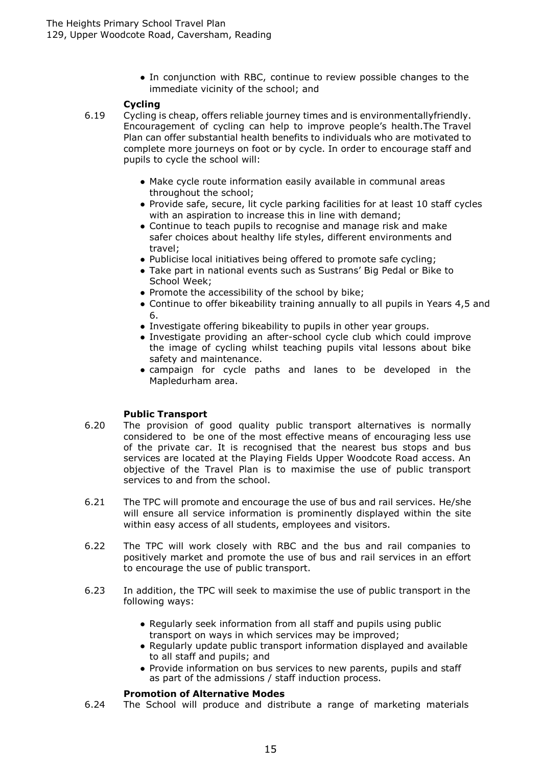- In conjunction with RBC, continue to review possible changes to the immediate vicinity of the school; and

**Cycling**

6.19 Cycling is cheap, offers reliable journey times and is environmentallyfriendly. Encouragement of cycling can help to improve people's health.The Travel Plan can offer substantial health benefits to individuals who are motivated to complete more journeys on foot or by cycle. In order to encourage staff and pupils to cycle the school will:

- Make cycle route information easily available in communal areas throughout the school;
- Provide safe, secure, lit cycle parking facilities for at least 10 staff cycles with an aspiration to increase this in line with demand;
- Continue to teach pupils to recognise and manage risk and make safer choices about healthy life styles, different environments and travel;
- Publicise local initiatives being offered to promote safe cycling;
- Take part in national events such as Sustrans' Big Pedal or Bike to School Week;
- Promote the accessibility of the school by bike;
- Continue to offer bikeability training annually to all pupils in Years 4,5 and 6.
- Investigate offering bikeability to pupils in other year groups.
- Investigate providing an after-school cycle club which could improve the image of cycling whilst teaching pupils vital lessons about bike safety and maintenance.
- campaign for cycle paths and lanes to be developed in the Mapledurham area.

**Public Transport**

6.20 The provision of good quality public transport alternatives is normally considered to be one of the most effective means of encouraging less use of the private car. It is recognised that the nearest bus stops and bus services are located at the Playing Fields Upper Woodcote Road access. An objective of the Travel Plan is to maximise the use of public transport services to and from the school.

6.21 The TPC will promote and encourage the use of bus and rail services. He/she will ensure all service information is prominently displayed within the site within easy access of all students, employees and visitors.

6.22 The TPC will work closely with RBC and the bus and rail companies to positively market and promote the use of bus and rail services in an effort to encourage the use of public transport.

6.23 In addition, the TPC will seek to maximise the use of public transport in the following ways:

- Regularly seek information from all staff and pupils using public transport on ways in which services may be improved;
- Regularly update public transport information displayed and available to all staff and pupils; and
- Provide information on bus services to new parents, pupils and staff as part of the admissions / staff induction process.

**Promotion of Alternative Modes**

6.24 The School will produce and distribute a range of marketing materials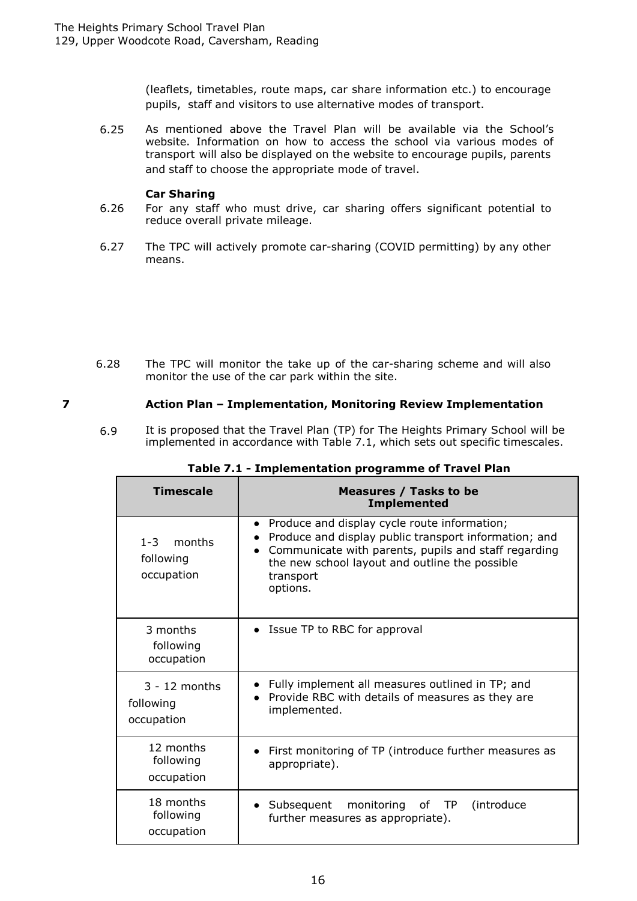(leaflets, timetables, route maps, car share information etc.) to encourage pupils, staff and visitors to use alternative modes of transport.

6.25 As mentioned above the Travel Plan will be available via the School's website. Information on how to access the school via various modes of transport will also be displayed on the website to encourage pupils, parents and staff to choose the appropriate mode of travel.

**Car Sharing**

6.26 For any staff who must drive, car sharing offers significant potential to reduce overall private mileage.

6.27 The TPC will actively promote car-sharing (COVID permitting) by any other means.

6.28 The TPC will monitor the take up of the car-sharing scheme and will also monitor the use of the car park within the site.

## 7 Action Plan – Implementation, Monitoring Review Implementation

6.9 It is proposed that the Travel Plan (TP) for The Heights Primary School will be implemented in accordance with Table 7.1, which sets out specific timescales.

**Table 7.1 - Implementation programme of Travel Plan**

| Timescale | Measures / Tasks to be Implemented |
|---|---|
| 1-3 months following occupation | • Produce and display cycle route information;<br>• Produce and display public transport information; and<br>• Communicate with parents, pupils and staff regarding the new school layout and outline the possible transport options. |
| 3 months following occupation | • Issue TP to RBC for approval |
| 3 - 12 months following occupation | • Fully implement all measures outlined in TP; and<br>• Provide RBC with details of measures as they are implemented. |
| 12 months following occupation | • First monitoring of TP (introduce further measures as appropriate). |
| 18 months following occupation | • Subsequent monitoring of TP (introduce further measures as appropriate). |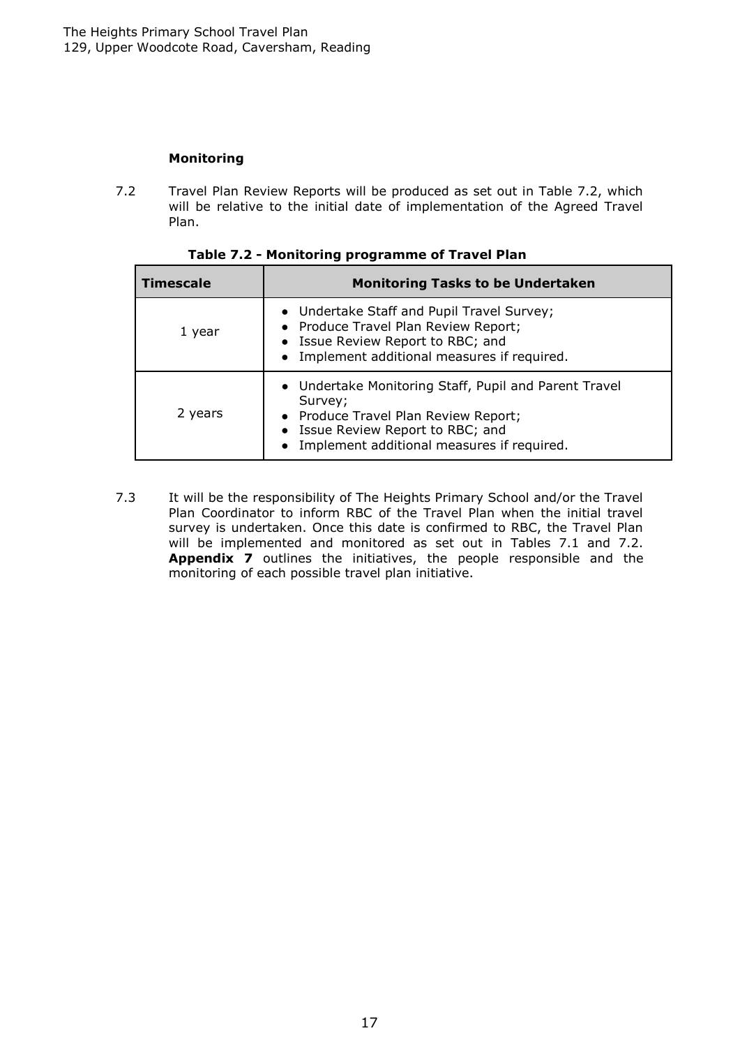### Monitoring

7.2 Travel Plan Review Reports will be produced as set out in Table 7.2, which will be relative to the initial date of implementation of the Agreed Travel Plan.

**Table 7.2 - Monitoring programme of Travel Plan**

| Timescale | Monitoring Tasks to be Undertaken |
|---|---|
| 1 year | • Undertake Staff and Pupil Travel Survey;<br>• Produce Travel Plan Review Report;<br>• Issue Review Report to RBC; and<br>• Implement additional measures if required. |
| 2 years | • Undertake Monitoring Staff, Pupil and Parent Travel Survey;<br>• Produce Travel Plan Review Report;<br>• Issue Review Report to RBC; and<br>• Implement additional measures if required. |

7.3 It will be the responsibility of The Heights Primary School and/or the Travel Plan Coordinator to inform RBC of the Travel Plan when the initial travel survey is undertaken. Once this date is confirmed to RBC, the Travel Plan will be implemented and monitored as set out in Tables 7.1 and 7.2. **Appendix 7** outlines the initiatives, the people responsible and the monitoring of each possible travel plan initiative.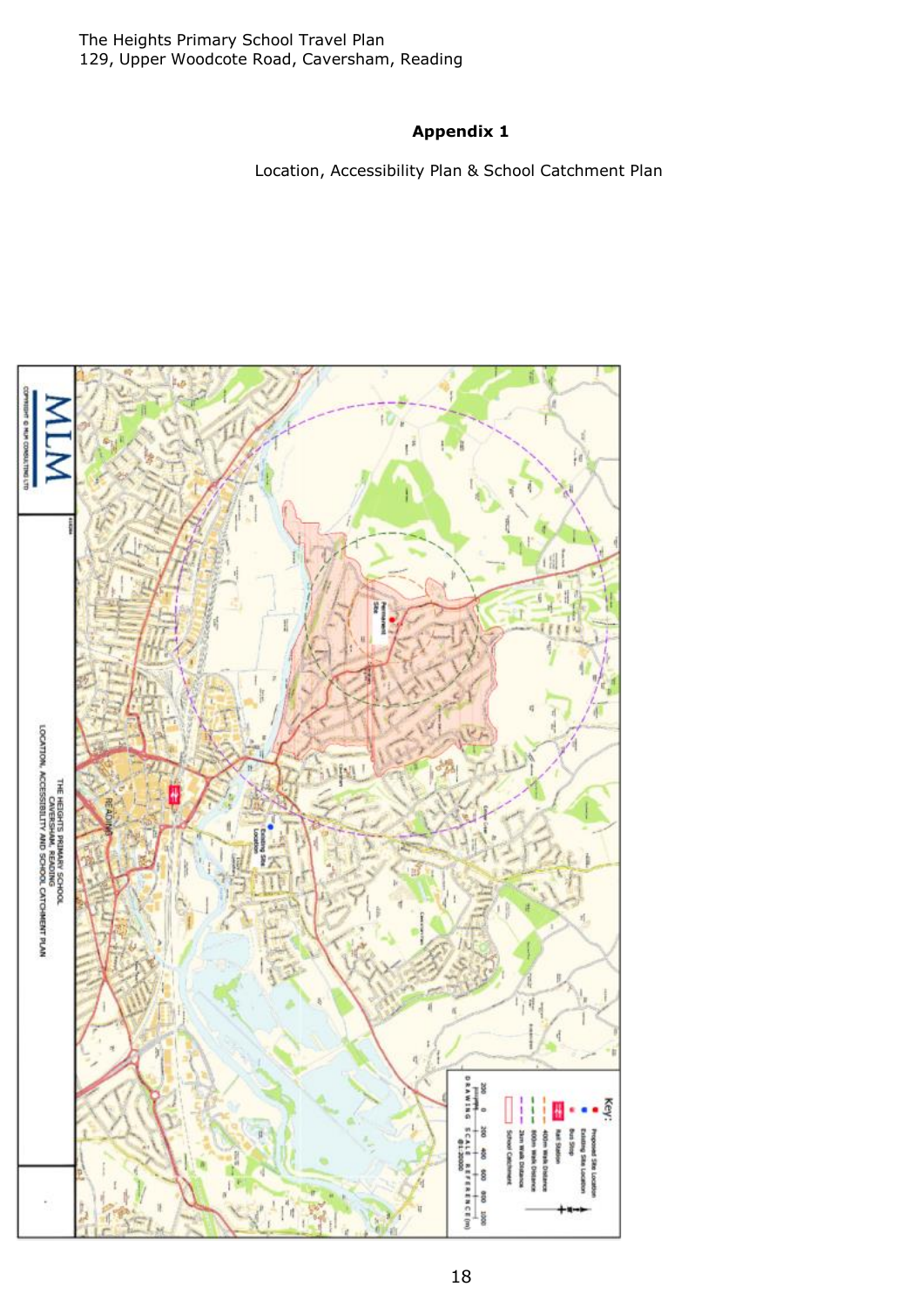## Appendix 1

Location, Accessibility Plan & School Catchment Plan

MLM

COPYRIGHT © MLM CONSULTING LTD

THE HEIGHTS PRIMARY SCHOOL
CAVERSHAM, READING
LOCATION, ACCESSIBILITY AND SCHOOL CATCHMENT PLAN

Key:

- Proposed Site Location
- Existing Site Location
- Bus Stop
- Rail Station
- 400m Walk Distance
- 800m Walk Distance
- 2km Walk Distance
- School Catchment

200 0 200 400 600 800 1000

DRAWING SCALE REFERENCE (m) @1:20000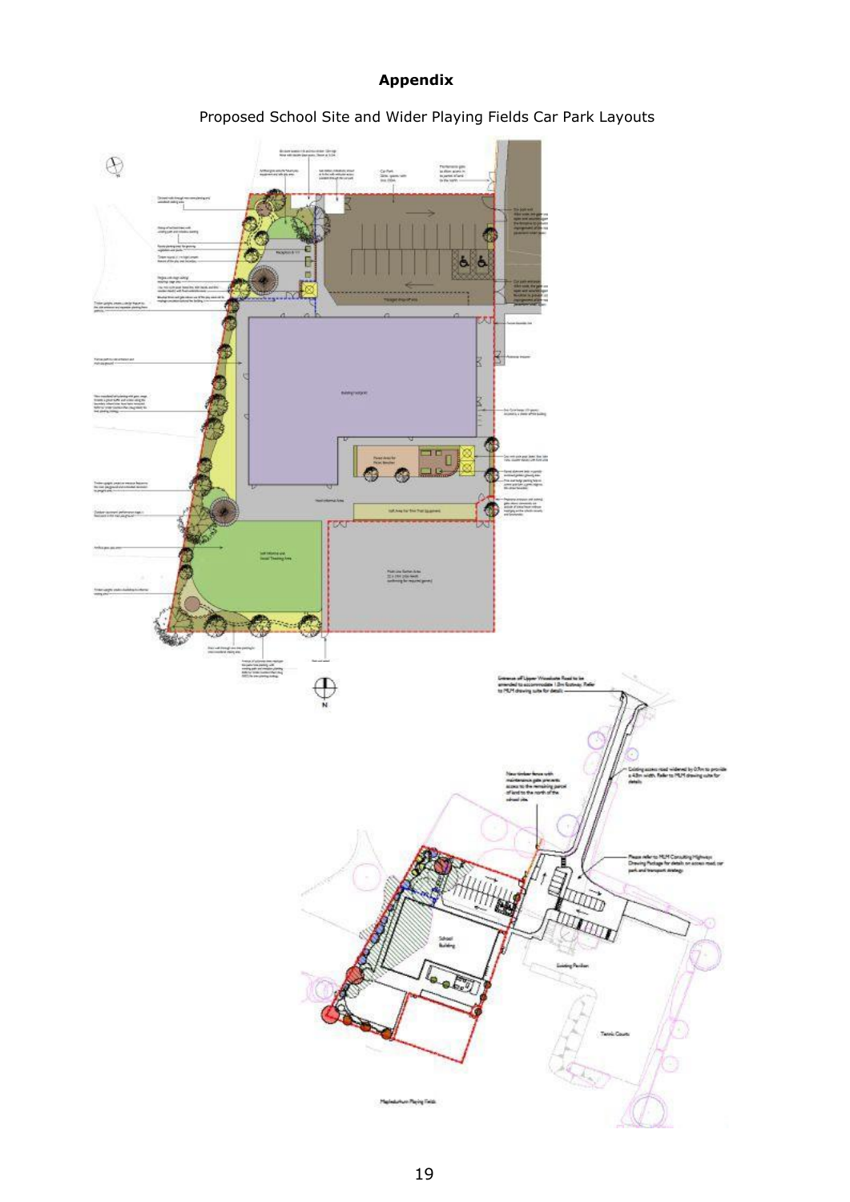# Appendix

Proposed School Site and Wider Playing Fields Car Park Layouts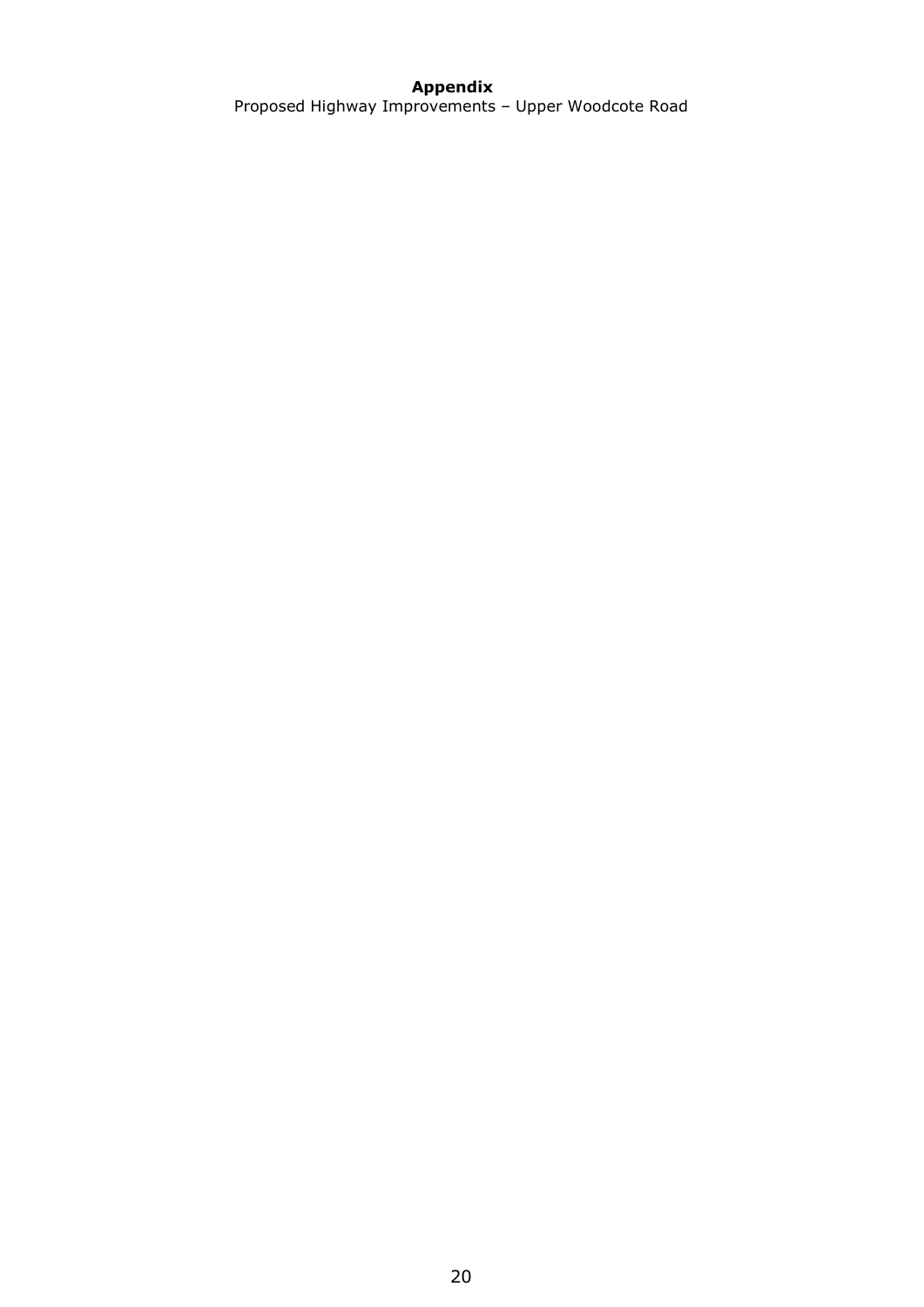**Appendix**

Proposed Highway Improvements – Upper Woodcote Road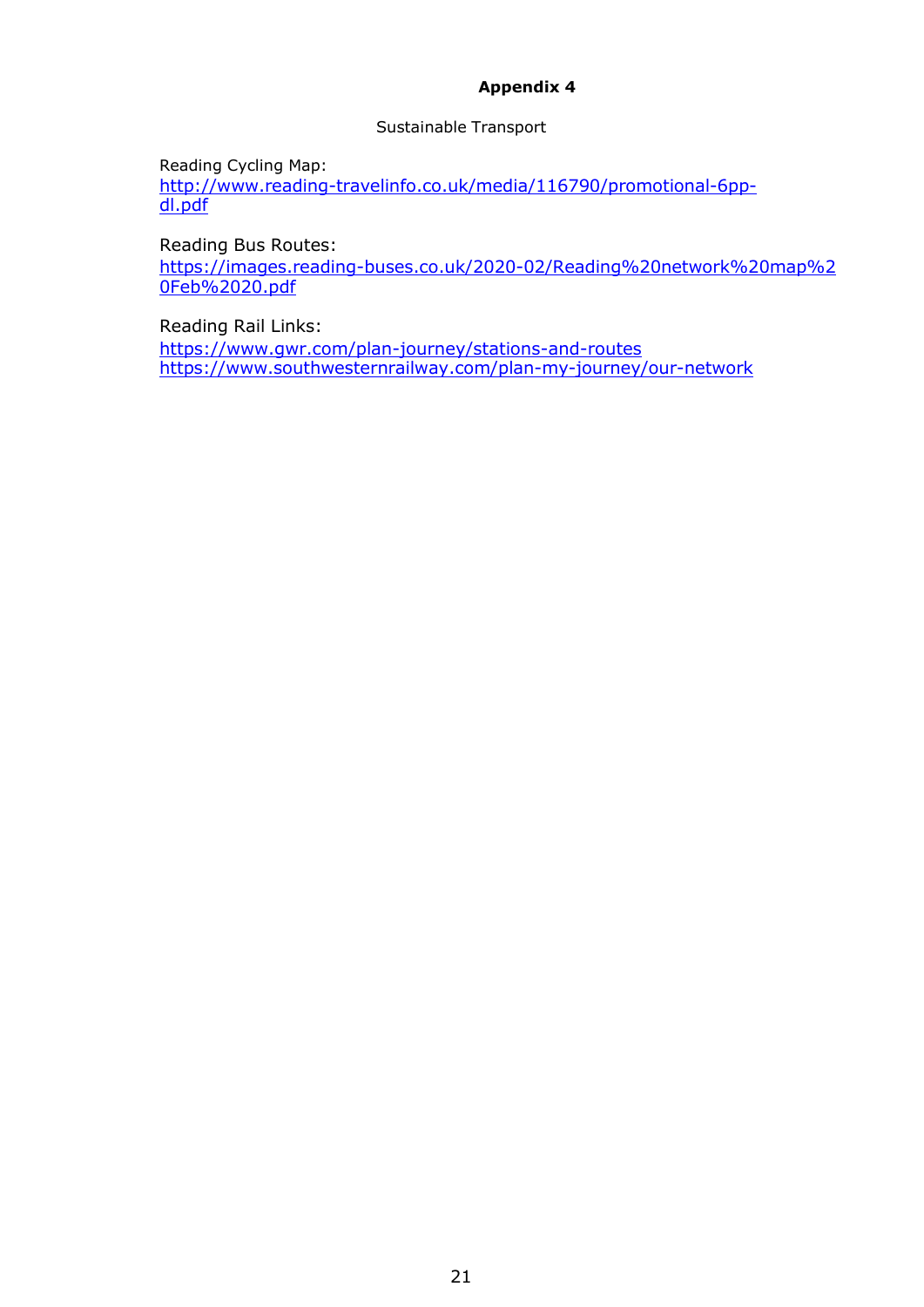# Appendix 4

Sustainable Transport

Reading Cycling Map:
http://www.reading-travelinfo.co.uk/media/116790/promotional-6pp-dl.pdf

Reading Bus Routes:
https://images.reading-buses.co.uk/2020-02/Reading%20network%20map%20Feb%2020.pdf

Reading Rail Links:
https://www.gwr.com/plan-journey/stations-and-routes
https://www.southwesternrailway.com/plan-my-journey/our-network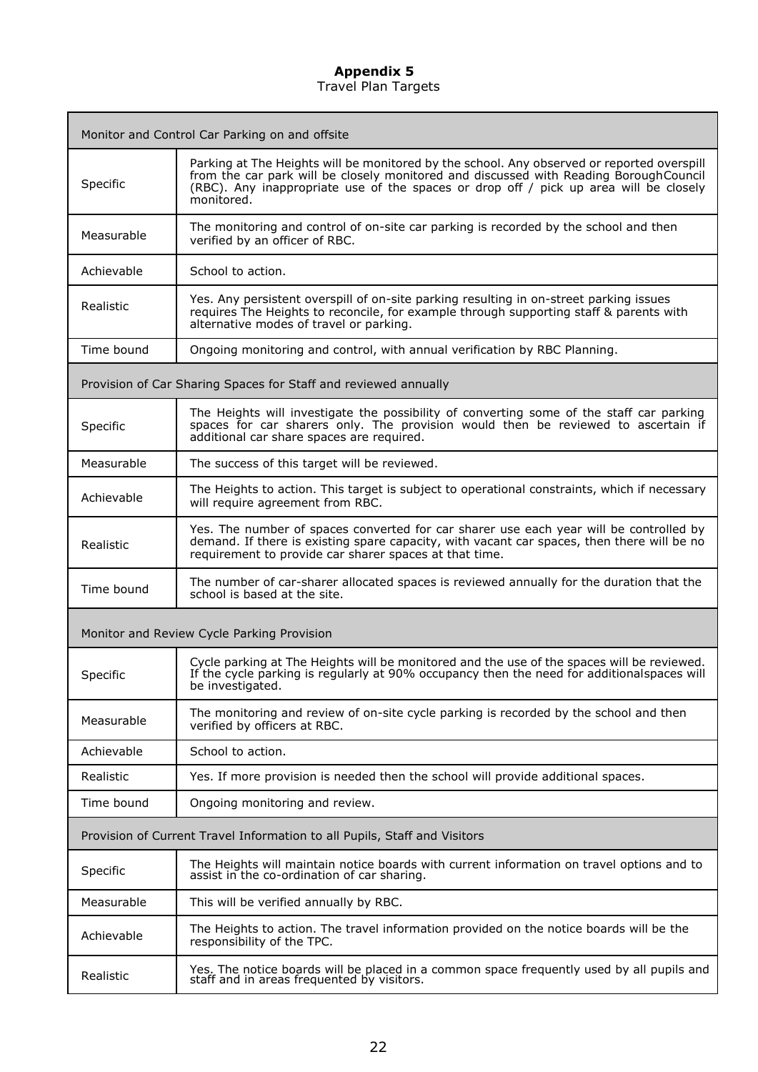**Appendix 5**
Travel Plan Targets

| | |
|---|---|
| Monitor and Control Car Parking on and offsite | |
| Specific | Parking at The Heights will be monitored by the school. Any observed or reported overspill from the car park will be closely monitored and discussed with Reading BoroughCouncil (RBC). Any inappropriate use of the spaces or drop off / pick up area will be closely monitored. |
| Measurable | The monitoring and control of on-site car parking is recorded by the school and then verified by an officer of RBC. |
| Achievable | School to action. |
| Realistic | Yes. Any persistent overspill of on-site parking resulting in on-street parking issues requires The Heights to reconcile, for example through supporting staff & parents with alternative modes of travel or parking. |
| Time bound | Ongoing monitoring and control, with annual verification by RBC Planning. |
| Provision of Car Sharing Spaces for Staff and reviewed annually | |
| Specific | The Heights will investigate the possibility of converting some of the staff car parking spaces for car sharers only. The provision would then be reviewed to ascertain if additional car share spaces are required. |
| Measurable | The success of this target will be reviewed. |
| Achievable | The Heights to action. This target is subject to operational constraints, which if necessary will require agreement from RBC. |
| Realistic | Yes. The number of spaces converted for car sharer use each year will be controlled by demand. If there is existing spare capacity, with vacant car spaces, then there will be no requirement to provide car sharer spaces at that time. |
| Time bound | The number of car-sharer allocated spaces is reviewed annually for the duration that the school is based at the site. |
| Monitor and Review Cycle Parking Provision | |
| Specific | Cycle parking at The Heights will be monitored and the use of the spaces will be reviewed. If the cycle parking is regularly at 90% occupancy then the need for additionalspaces will be investigated. |
| Measurable | The monitoring and review of on-site cycle parking is recorded by the school and then verified by officers at RBC. |
| Achievable | School to action. |
| Realistic | Yes. If more provision is needed then the school will provide additional spaces. |
| Time bound | Ongoing monitoring and review. |
| Provision of Current Travel Information to all Pupils, Staff and Visitors | |
| Specific | The Heights will maintain notice boards with current information on travel options and to assist in the co-ordination of car sharing. |
| Measurable | This will be verified annually by RBC. |
| Achievable | The Heights to action. The travel information provided on the notice boards will be the responsibility of the TPC. |
| Realistic | Yes. The notice boards will be placed in a common space frequently used by all pupils and staff and in areas frequented by visitors. |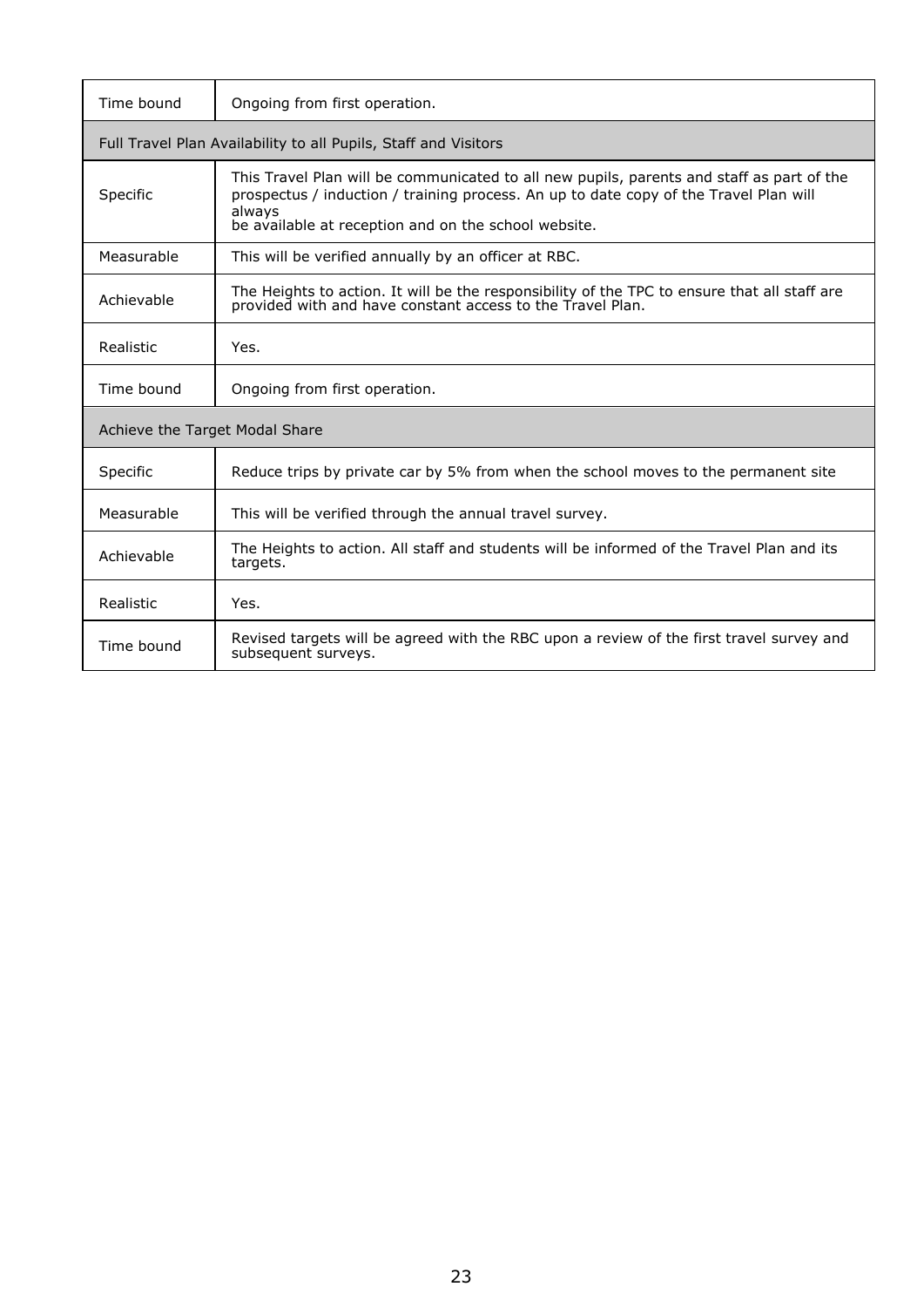| | |
|---|---|
| Time bound | Ongoing from first operation. |
| Full Travel Plan Availability to all Pupils, Staff and Visitors | |
| Specific | This Travel Plan will be communicated to all new pupils, parents and staff as part of the prospectus / induction / training process. An up to date copy of the Travel Plan will always be available at reception and on the school website. |
| Measurable | This will be verified annually by an officer at RBC. |
| Achievable | The Heights to action. It will be the responsibility of the TPC to ensure that all staff are provided with and have constant access to the Travel Plan. |
| Realistic | Yes. |
| Time bound | Ongoing from first operation. |
| Achieve the Target Modal Share | |
| Specific | Reduce trips by private car by 5% from when the school moves to the permanent site |
| Measurable | This will be verified through the annual travel survey. |
| Achievable | The Heights to action. All staff and students will be informed of the Travel Plan and its targets. |
| Realistic | Yes. |
| Time bound | Revised targets will be agreed with the RBC upon a review of the first travel survey and subsequent surveys. |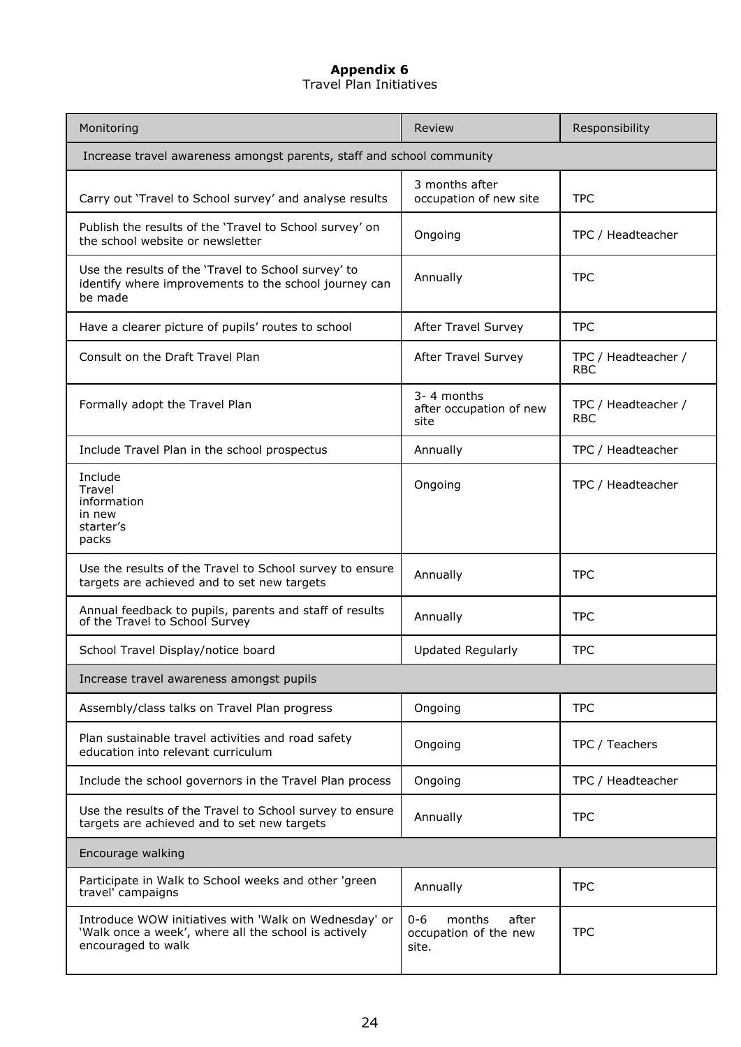**Appendix 6**
Travel Plan Initiatives

| Monitoring | Review | Responsibility |
| --- | --- | --- |
| Increase travel awareness amongst parents, staff and school community | | |
| Carry out 'Travel to School survey' and analyse results | 3 months after occupation of new site | TPC |
| Publish the results of the 'Travel to School survey' on the school website or newsletter | Ongoing | TPC / Headteacher |
| Use the results of the 'Travel to School survey' to identify where improvements to the school journey can be made | Annually | TPC |
| Have a clearer picture of pupils' routes to school | After Travel Survey | TPC |
| Consult on the Draft Travel Plan | After Travel Survey | TPC / Headteacher / RBC |
| Formally adopt the Travel Plan | 3- 4 months after occupation of new site | TPC / Headteacher / RBC |
| Include Travel Plan in the school prospectus | Annually | TPC / Headteacher |
| Include Travel information in new starter's packs | Ongoing | TPC / Headteacher |
| Use the results of the Travel to School survey to ensure targets are achieved and to set new targets | Annually | TPC |
| Annual feedback to pupils, parents and staff of results of the Travel to School Survey | Annually | TPC |
| School Travel Display/notice board | Updated Regularly | TPC |
| Increase travel awareness amongst pupils | | |
| Assembly/class talks on Travel Plan progress | Ongoing | TPC |
| Plan sustainable travel activities and road safety education into relevant curriculum | Ongoing | TPC / Teachers |
| Include the school governors in the Travel Plan process | Ongoing | TPC / Headteacher |
| Use the results of the Travel to School survey to ensure targets are achieved and to set new targets | Annually | TPC |
| Encourage walking | | |
| Participate in Walk to School weeks and other 'green travel' campaigns | Annually | TPC |
| Introduce WOW initiatives with 'Walk on Wednesday' or 'Walk once a week', where all the school is actively encouraged to walk | 0-6 months after occupation of the new site. | TPC |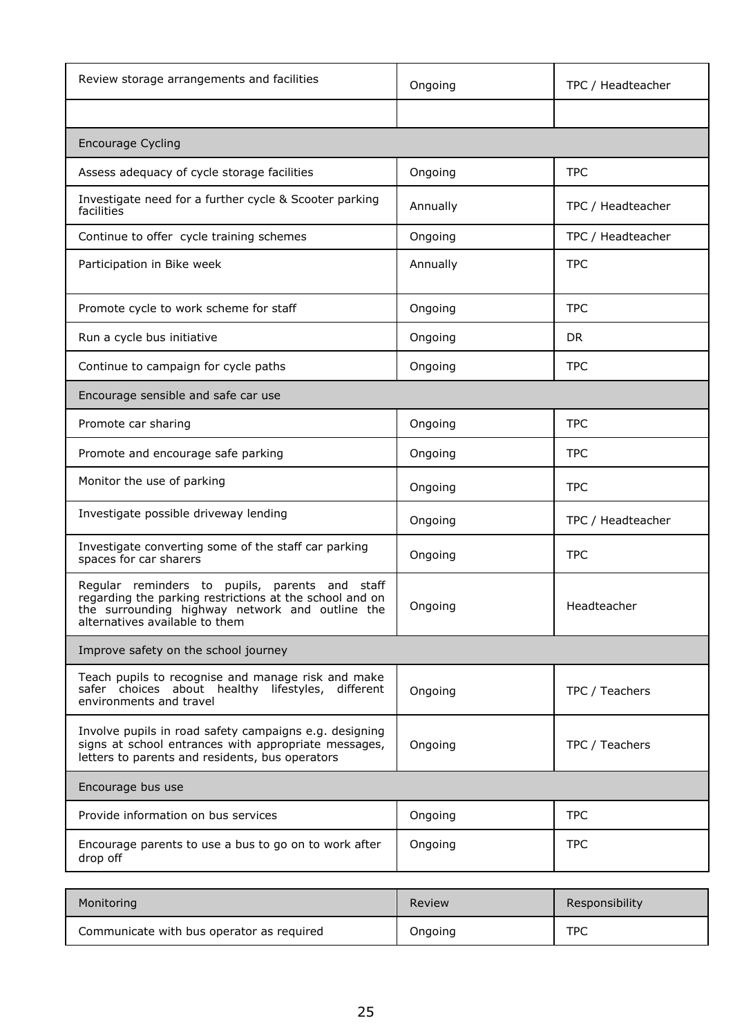| | | |
|---|---|---|
| Review storage arrangements and facilities | Ongoing | TPC / Headteacher |
| | | |
| Encourage Cycling | | |
| Assess adequacy of cycle storage facilities | Ongoing | TPC |
| Investigate need for a further cycle & Scooter parking facilities | Annually | TPC / Headteacher |
| Continue to offer cycle training schemes | Ongoing | TPC / Headteacher |
| Participation in Bike week | Annually | TPC |
| Promote cycle to work scheme for staff | Ongoing | TPC |
| Run a cycle bus initiative | Ongoing | DR |
| Continue to campaign for cycle paths | Ongoing | TPC |
| Encourage sensible and safe car use | | |
| Promote car sharing | Ongoing | TPC |
| Promote and encourage safe parking | Ongoing | TPC |
| Monitor the use of parking | Ongoing | TPC |
| Investigate possible driveway lending | Ongoing | TPC / Headteacher |
| Investigate converting some of the staff car parking spaces for car sharers | Ongoing | TPC |
| Regular reminders to pupils, parents and staff regarding the parking restrictions at the school and on the surrounding highway network and outline the alternatives available to them | Ongoing | Headteacher |
| Improve safety on the school journey | | |
| Teach pupils to recognise and manage risk and make safer choices about healthy lifestyles, different environments and travel | Ongoing | TPC / Teachers |
| Involve pupils in road safety campaigns e.g. designing signs at school entrances with appropriate messages, letters to parents and residents, bus operators | Ongoing | TPC / Teachers |
| Encourage bus use | | |
| Provide information on bus services | Ongoing | TPC |
| Encourage parents to use a bus to go on to work after drop off | Ongoing | TPC |

| Monitoring | Review | Responsibility |
|---|---|---|
| Communicate with bus operator as required | Ongoing | TPC |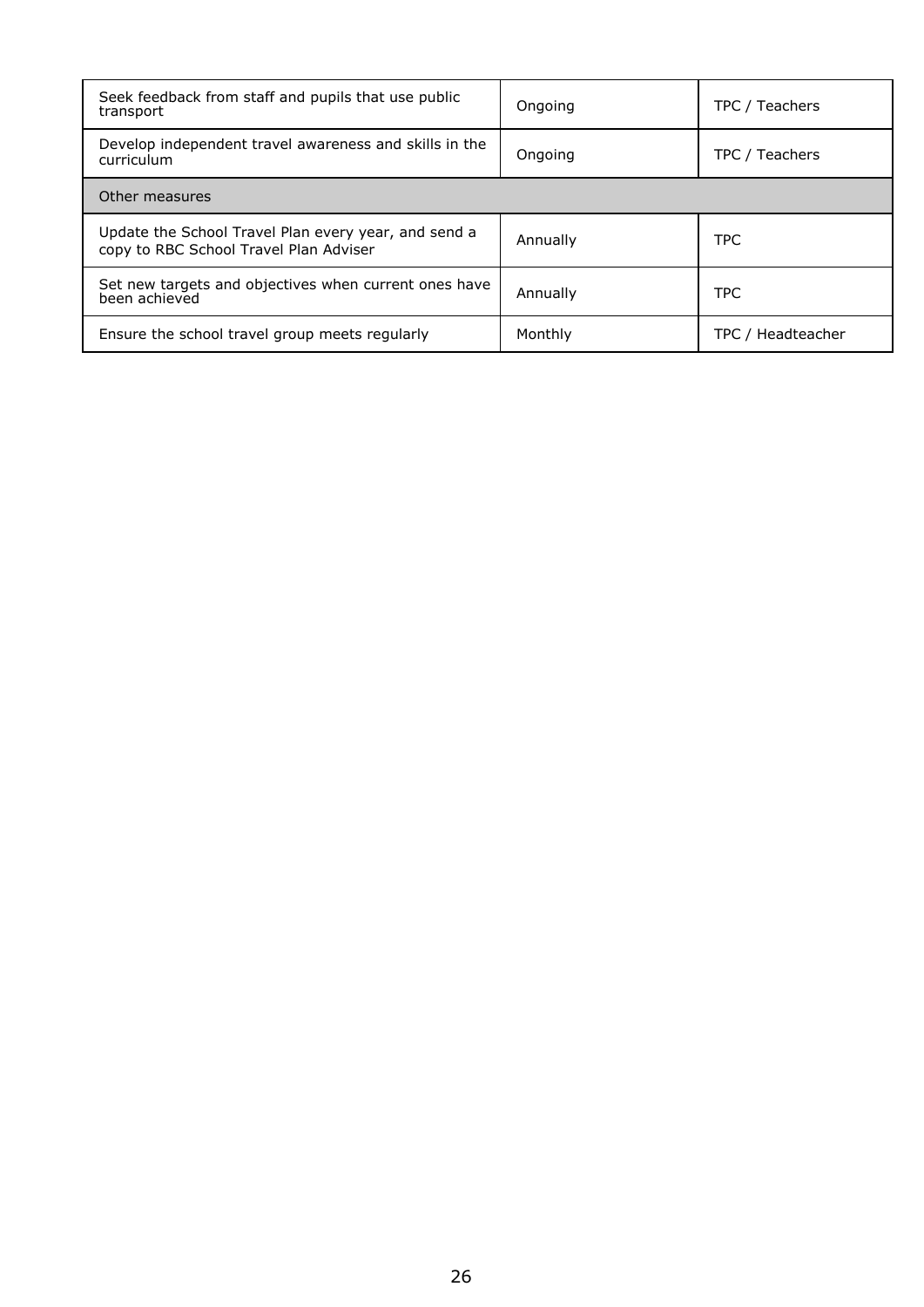| | | |
|---|---|---|
| Seek feedback from staff and pupils that use public transport | Ongoing | TPC / Teachers |
| Develop independent travel awareness and skills in the curriculum | Ongoing | TPC / Teachers |
| Other measures | | |
| Update the School Travel Plan every year, and send a copy to RBC School Travel Plan Adviser | Annually | TPC |
| Set new targets and objectives when current ones have been achieved | Annually | TPC |
| Ensure the school travel group meets regularly | Monthly | TPC / Headteacher |